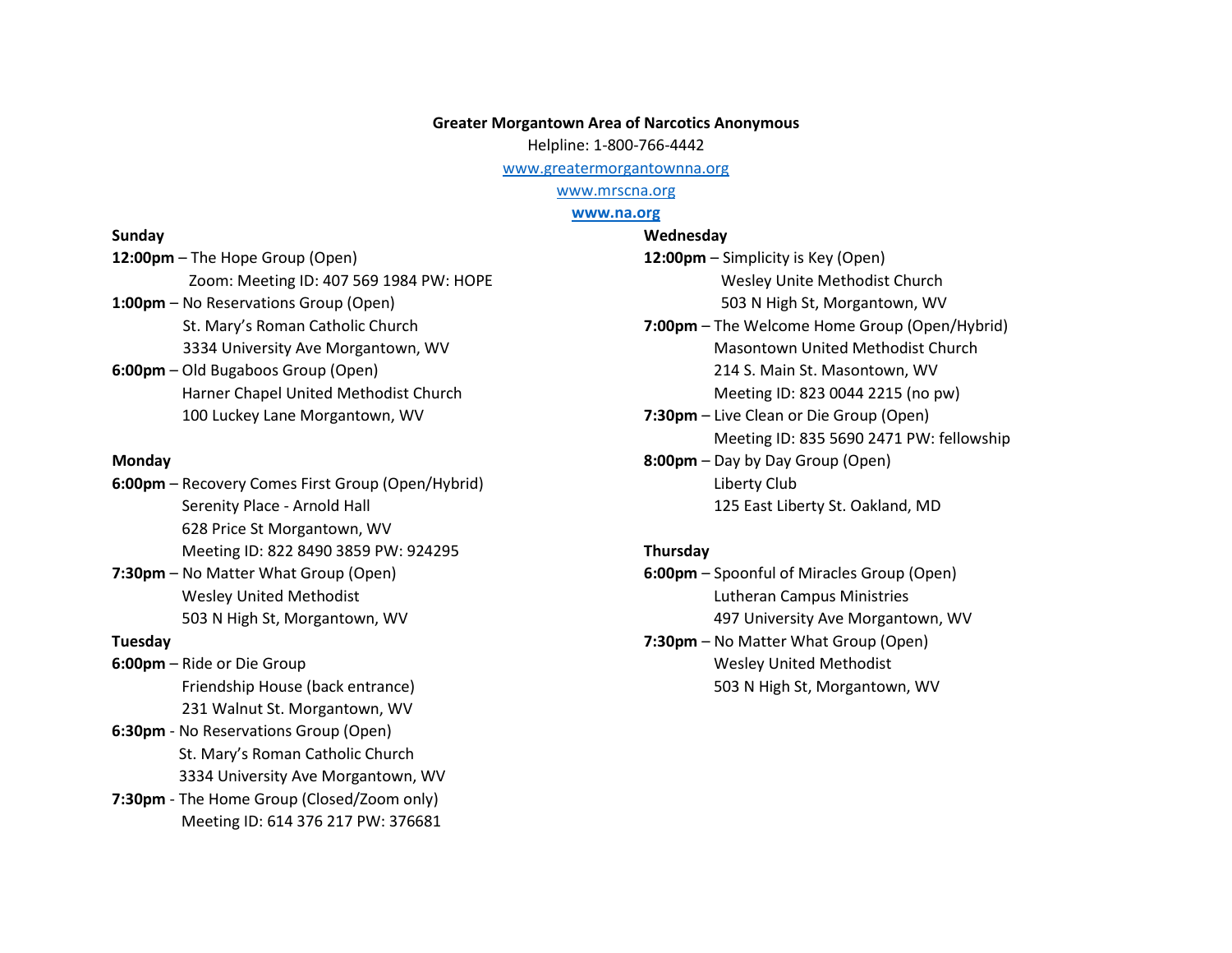**Greater Morgantown Area of Narcotics Anonymous**

Helpline: 1-800-766-4442

www.greatermorgantownna.org

www.mrscna.org

**www.na.org**

**Sunday**

**12:00pm** – The Hope Group (Open)
Zoom: Meeting ID: 407 569 1984 PW: HOPE

**1:00pm** – No Reservations Group (Open)
St. Mary's Roman Catholic Church
3334 University Ave Morgantown, WV

**6:00pm** – Old Bugaboos Group (Open)
Harner Chapel United Methodist Church
100 Luckey Lane Morgantown, WV

**Monday**

**6:00pm** – Recovery Comes First Group (Open/Hybrid)
Serenity Place - Arnold Hall
628 Price St Morgantown, WV
Meeting ID: 822 8490 3859 PW: 924295

**7:30pm** – No Matter What Group (Open)
Wesley United Methodist
503 N High St, Morgantown, WV

**Tuesday**

**6:00pm** – Ride or Die Group
Friendship House (back entrance)
231 Walnut St. Morgantown, WV

**6:30pm** - No Reservations Group (Open)
St. Mary's Roman Catholic Church
3334 University Ave Morgantown, WV

**7:30pm** - The Home Group (Closed/Zoom only)
Meeting ID: 614 376 217 PW: 376681

**Wednesday**

**12:00pm** – Simplicity is Key (Open)
Wesley Unite Methodist Church
503 N High St, Morgantown, WV

**7:00pm** – The Welcome Home Group (Open/Hybrid)
Masontown United Methodist Church
214 S. Main St. Masontown, WV
Meeting ID: 823 0044 2215 (no pw)

**7:30pm** – Live Clean or Die Group (Open)
Meeting ID: 835 5690 2471 PW: fellowship

**8:00pm** – Day by Day Group (Open)
Liberty Club
125 East Liberty St. Oakland, MD

**Thursday**

**6:00pm** – Spoonful of Miracles Group (Open)
Lutheran Campus Ministries
497 University Ave Morgantown, WV

**7:30pm** – No Matter What Group (Open)
Wesley United Methodist
503 N High St, Morgantown, WV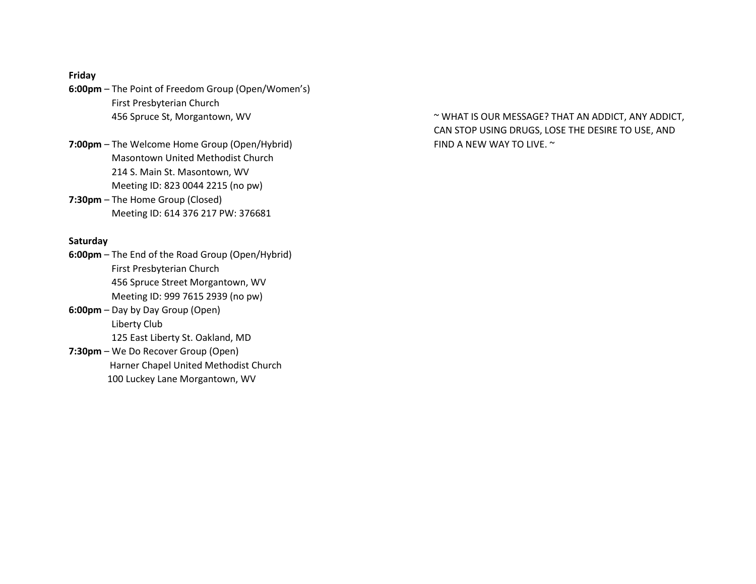**Friday**

**6:00pm** – The Point of Freedom Group (Open/Women's)
First Presbyterian Church
456 Spruce St, Morgantown, WV

**7:00pm** – The Welcome Home Group (Open/Hybrid)
Masontown United Methodist Church
214 S. Main St. Masontown, WV
Meeting ID: 823 0044 2215 (no pw)

**7:30pm** – The Home Group (Closed)
Meeting ID: 614 376 217 PW: 376681

**Saturday**

**6:00pm** – The End of the Road Group (Open/Hybrid)
First Presbyterian Church
456 Spruce Street Morgantown, WV
Meeting ID: 999 7615 2939 (no pw)

**6:00pm** – Day by Day Group (Open)
Liberty Club
125 East Liberty St. Oakland, MD

**7:30pm** – We Do Recover Group (Open)
Harner Chapel United Methodist Church
100 Luckey Lane Morgantown, WV

~ WHAT IS OUR MESSAGE? THAT AN ADDICT, ANY ADDICT, CAN STOP USING DRUGS, LOSE THE DESIRE TO USE, AND FIND A NEW WAY TO LIVE. ~